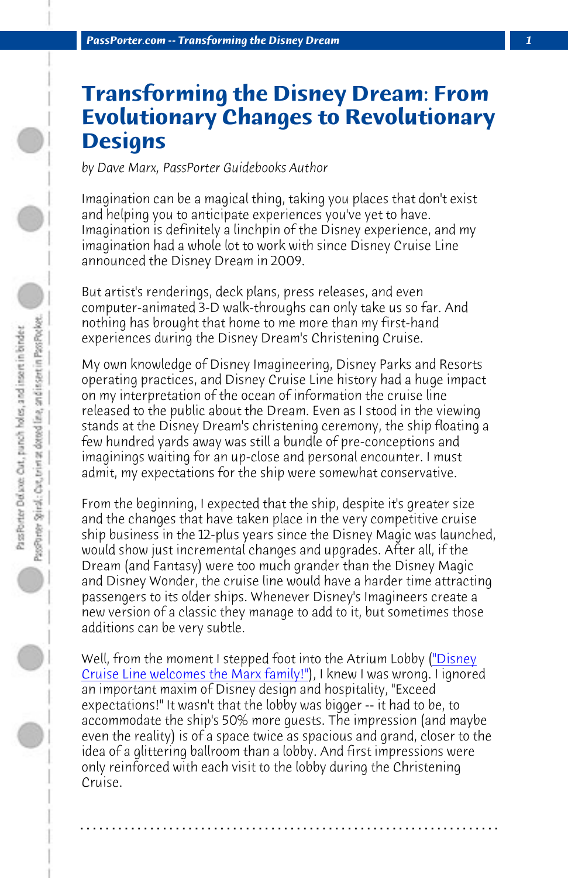# Transforming the Disney Dream: From Evolutionary Changes to Revolutionary Designs

*by Dave Marx, PassPorter Guidebooks Author*

Imagination can be a magical thing, taking you places that don't exist and helping you to anticipate experiences you've yet to have. Imagination is definitely a linchpin of the Disney experience, and my imagination had a whole lot to work with since Disney Cruise Line announced the Disney Dream in 2009.

But artist's renderings, deck plans, press releases, and even computer-animated 3-D walk-throughs can only take us so far. And nothing has brought that home to me more than my first-hand experiences during the Disney Dream's Christening Cruise.

My own knowledge of Disney Imagineering, Disney Parks and Resorts operating practices, and Disney Cruise Line history had a huge impact on my interpretation of the ocean of information the cruise line released to the public about the Dream. Even as I stood in the viewing stands at the Disney Dream's christening ceremony, the ship floating a few hundred yards away was still a bundle of pre-conceptions and imaginings waiting for an up-close and personal encounter. I must admit, my expectations for the ship were somewhat conservative.

From the beginning, I expected that the ship, despite it's greater size and the changes that have taken place in the very competitive cruise ship business in the 12-plus years since the Disney Magic was launched, would show just incremental changes and upgrades. After all, if the Dream (and Fantasy) were too much grander than the Disney Magic and Disney Wonder, the cruise line would have a harder time attracting passengers to its older ships. Whenever Disney's Imagineers create a new version of a classic they manage to add to it, but sometimes those additions can be very subtle.

Well, from the moment I stepped foot into the Atrium Lobby ("Disney Cruise Line welcomes the Marx family!"), I knew I was wrong. I ignored an important maxim of Disney design and hospitality, "Exceed expectations!" It wasn't that the lobby was bigger -- it had to be, to accommodate the ship's 50% more guests. The impression (and maybe even the reality) is of a space twice as spacious and grand, closer to the idea of a glittering ballroom than a lobby. And first impressions were only reinforced with each visit to the lobby during the Christening Cruise.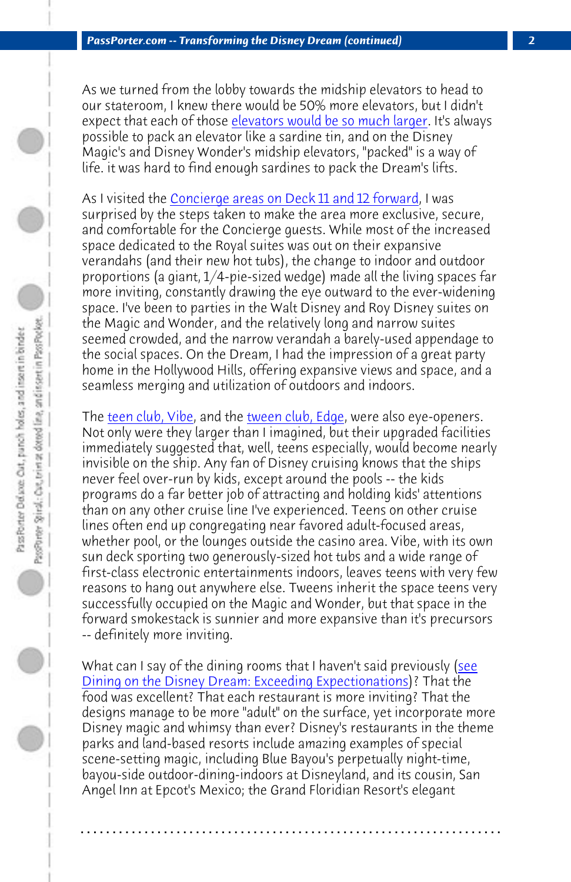As we turned from the lobby towards the midship elevators to head to our stateroom, I knew there would be 50% more elevators, but I didn't expect that each of those elevators would be so much larger. It's always possible to pack an elevator like a sardine tin, and on the Disney Magic's and Disney Wonder's midship elevators, "packed" is a way of life. it was hard to find enough sardines to pack the Dream's lifts.

As I visited the Concierge areas on Deck 11 and 12 forward, I was surprised by the steps taken to make the area more exclusive, secure, and comfortable for the Concierge guests. While most of the increased space dedicated to the Royal suites was out on their expansive verandahs (and their new hot tubs), the change to indoor and outdoor proportions (a giant, 1/4-pie-sized wedge) made all the living spaces far more inviting, constantly drawing the eye outward to the ever-widening space. I've been to parties in the Walt Disney and Roy Disney suites on the Magic and Wonder, and the relatively long and narrow suites seemed crowded, and the narrow verandah a barely-used appendage to the social spaces. On the Dream, I had the impression of a great party home in the Hollywood Hills, offering expansive views and space, and a seamless merging and utilization of outdoors and indoors.

The teen club, Vibe, and the tween club, Edge, were also eye-openers. Not only were they larger than I imagined, but their upgraded facilities immediately suggested that, well, teens especially, would become nearly invisible on the ship. Any fan of Disney cruising knows that the ships never feel over-run by kids, except around the pools -- the kids programs do a far better job of attracting and holding kids' attentions than on any other cruise line I've experienced. Teens on other cruise lines often end up congregating near favored adult-focused areas, whether pool, or the lounges outside the casino area. Vibe, with its own sun deck sporting two generously-sized hot tubs and a wide range of first-class electronic entertainments indoors, leaves teens with very few reasons to hang out anywhere else. Tweens inherit the space teens very successfully occupied on the Magic and Wonder, but that space in the forward smokestack is sunnier and more expansive than it's precursors -- definitely more inviting.

What can I say of the dining rooms that I haven't said previously (see Dining on the Disney Dream: Exceeding Expectations)? That the food was excellent? That each restaurant is more inviting? That the designs manage to be more "adult" on the surface, yet incorporate more Disney magic and whimsy than ever? Disney's restaurants in the theme parks and land-based resorts include amazing examples of special scene-setting magic, including Blue Bayou's perpetually night-time, bayou-side outdoor-dining-indoors at Disneyland, and its cousin, San Angel Inn at Epcot's Mexico; the Grand Floridian Resort's elegant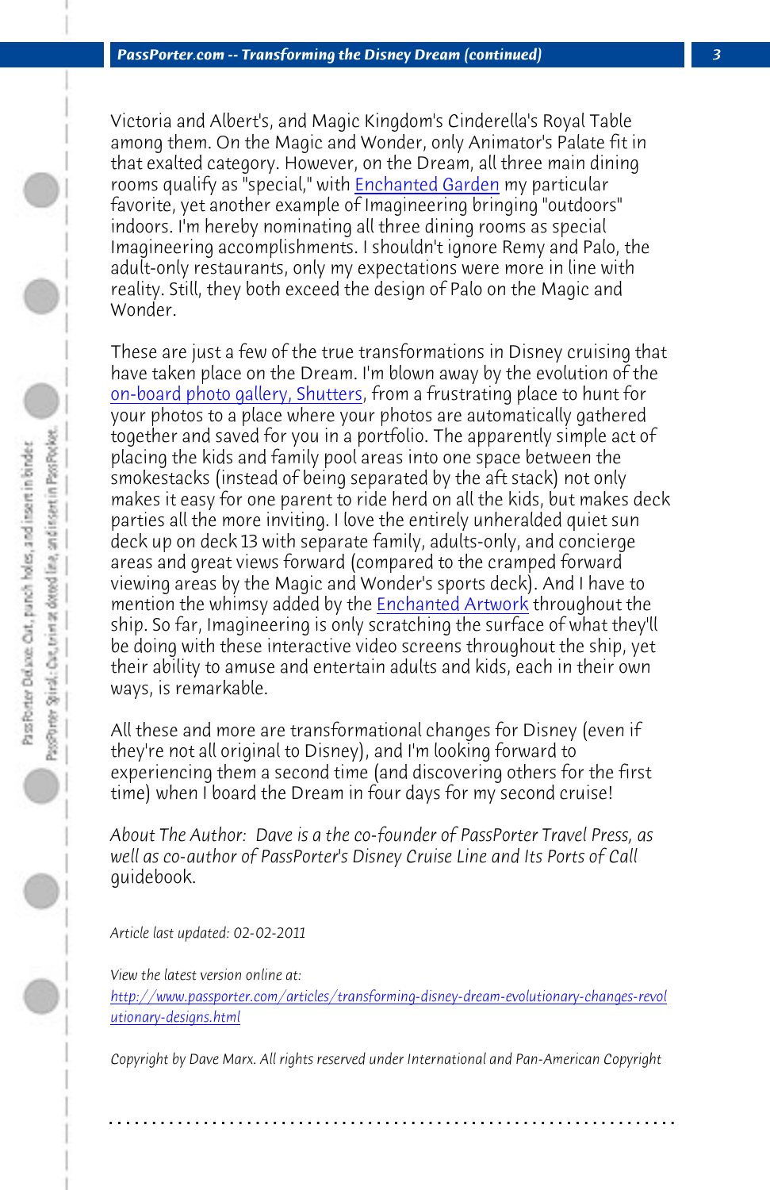Victoria and Albert's, and Magic Kingdom's Cinderella's Royal Table among them. On the Magic and Wonder, only Animator's Palate fit in that exalted category. However, on the Dream, all three main dining rooms qualify as "special," with Enchanted Garden my particular favorite, yet another example of Imagineering bringing "outdoors" indoors. I'm hereby nominating all three dining rooms as special Imagineering accomplishments. I shouldn't ignore Remy and Palo, the adult-only restaurants, only my expectations were more in line with reality. Still, they both exceed the design of Palo on the Magic and Wonder.

These are just a few of the true transformations in Disney cruising that have taken place on the Dream. I'm blown away by the evolution of the on-board photo gallery, Shutters, from a frustrating place to hunt for your photos to a place where your photos are automatically gathered together and saved for you in a portfolio. The apparently simple act of placing the kids and family pool areas into one space between the smokestacks (instead of being separated by the aft stack) not only makes it easy for one parent to ride herd on all the kids, but makes deck parties all the more inviting. I love the entirely unheralded quiet sun deck up on deck 13 with separate family, adults-only, and concierge areas and great views forward (compared to the cramped forward viewing areas by the Magic and Wonder's sports deck). And I have to mention the whimsy added by the Enchanted Artwork throughout the ship. So far, Imagineering is only scratching the surface of what they'll be doing with these interactive video screens throughout the ship, yet their ability to amuse and entertain adults and kids, each in their own ways, is remarkable.

All these and more are transformational changes for Disney (even if they're not all original to Disney), and I'm looking forward to experiencing them a second time (and discovering others for the first time) when I board the Dream in four days for my second cruise!

*About The Author: Dave is a the co-founder of PassPorter Travel Press, as well as co-author of PassPorter's Disney Cruise Line and Its Ports of Call* guidebook.

*Article last updated: 02-02-2011*

*View the latest version online at:*
*http://www.passporter.com/articles/transforming-disney-dream-evolutionary-changes-revolutionary-designs.html*

*Copyright by Dave Marx. All rights reserved under International and Pan-American Copyright*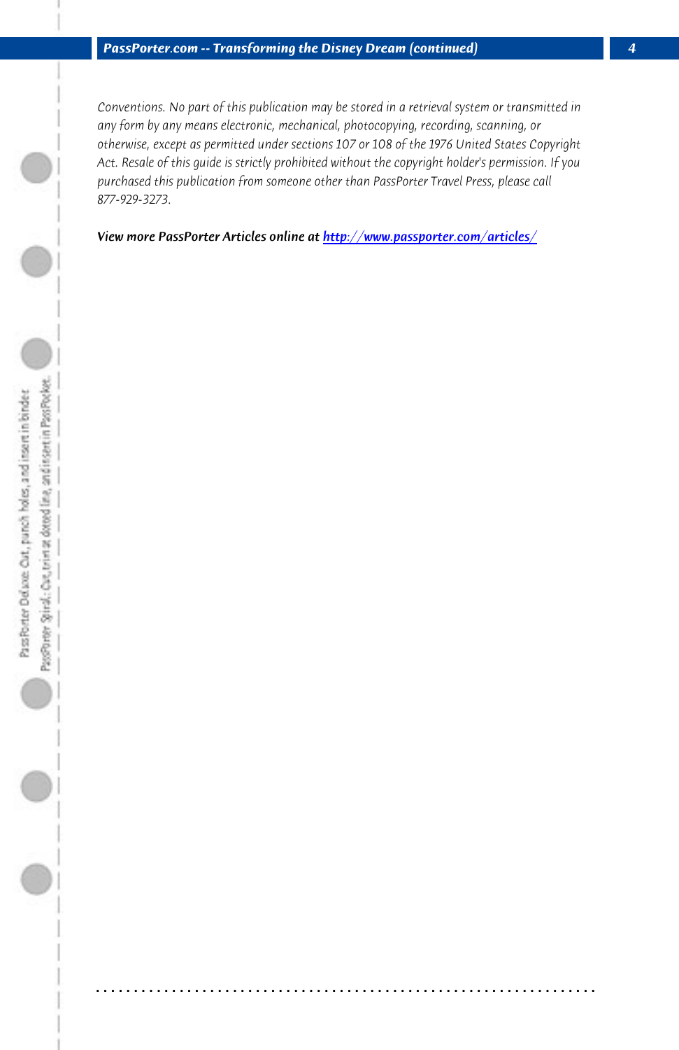*Conventions. No part of this publication may be stored in a retrieval system or transmitted in any form by any means electronic, mechanical, photocopying, recording, scanning, or otherwise, except as permitted under sections 107 or 108 of the 1976 United States Copyright Act. Resale of this guide is strictly prohibited without the copyright holder's permission. If you purchased this publication from someone other than PassPorter Travel Press, please call 877-929-3273.*

***View more PassPorter Articles online at [http://www.passporter.com/articles/](http://www.passporter.com/articles/)***